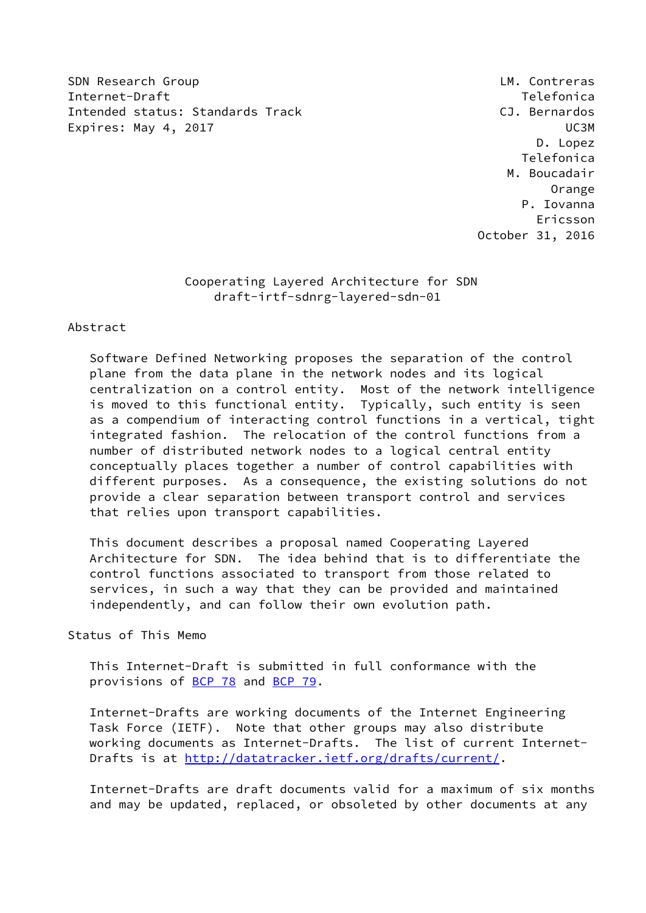SDN Research Group
Internet-Draft
Intended status: Standards Track
Expires: May 4, 2017

LM. Contreras
Telefonica
CJ. Bernardos
UC3M
D. Lopez
Telefonica
M. Boucadair
Orange
P. Iovanna
Ericsson
October 31, 2016

# Cooperating Layered Architecture for SDN
draft-irtf-sdnrg-layered-sdn-01

## Abstract

Software Defined Networking proposes the separation of the control plane from the data plane in the network nodes and its logical centralization on a control entity. Most of the network intelligence is moved to this functional entity. Typically, such entity is seen as a compendium of interacting control functions in a vertical, tight integrated fashion. The relocation of the control functions from a number of distributed network nodes to a logical central entity conceptually places together a number of control capabilities with different purposes. As a consequence, the existing solutions do not provide a clear separation between transport control and services that relies upon transport capabilities.

This document describes a proposal named Cooperating Layered Architecture for SDN. The idea behind that is to differentiate the control functions associated to transport from those related to services, in such a way that they can be provided and maintained independently, and can follow their own evolution path.

## Status of This Memo

This Internet-Draft is submitted in full conformance with the provisions of BCP 78 and BCP 79.

Internet-Drafts are working documents of the Internet Engineering Task Force (IETF). Note that other groups may also distribute working documents as Internet-Drafts. The list of current Internet-Drafts is at http://datatracker.ietf.org/drafts/current/.

Internet-Drafts are draft documents valid for a maximum of six months and may be updated, replaced, or obsoleted by other documents at any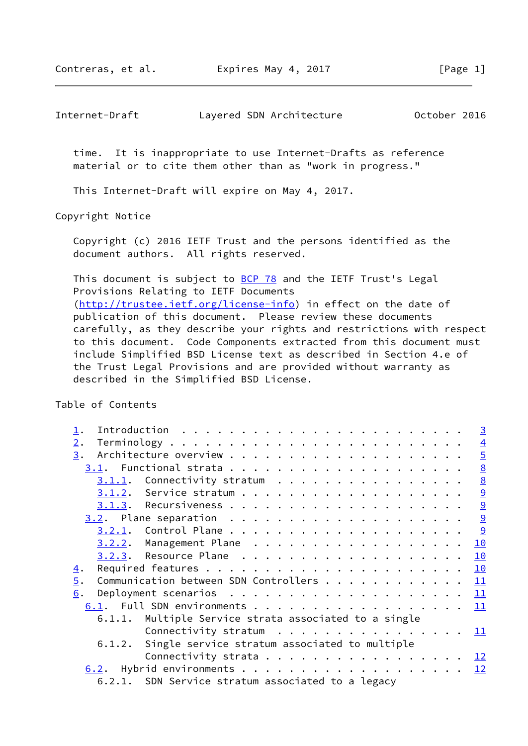time. It is inappropriate to use Internet-Drafts as reference material or to cite them other than as "work in progress."

This Internet-Draft will expire on May 4, 2017.

Copyright Notice

Copyright (c) 2016 IETF Trust and the persons identified as the document authors. All rights reserved.

This document is subject to BCP 78 and the IETF Trust's Legal Provisions Relating to IETF Documents (http://trustee.ietf.org/license-info) in effect on the date of publication of this document. Please review these documents carefully, as they describe your rights and restrictions with respect to this document. Code Components extracted from this document must include Simplified BSD License text as described in Section 4.e of the Trust Legal Provisions and are provided without warranty as described in the Simplified BSD License.

Table of Contents

```
   1.  Introduction  . . . . . . . . . . . . . . . . . . . . . . . .   3
   2.  Terminology . . . . . . . . . . . . . . . . . . . . . . . . .   4
   3.  Architecture overview . . . . . . . . . . . . . . . . . . . .   5
     3.1.  Functional strata . . . . . . . . . . . . . . . . . . . .   8
       3.1.1.  Connectivity stratum  . . . . . . . . . . . . . . . .   8
       3.1.2.  Service stratum . . . . . . . . . . . . . . . . . . .   9
       3.1.3.  Recursiveness . . . . . . . . . . . . . . . . . . . .   9
     3.2.  Plane separation  . . . . . . . . . . . . . . . . . . . .   9
       3.2.1.  Control Plane . . . . . . . . . . . . . . . . . . . .   9
       3.2.2.  Management Plane  . . . . . . . . . . . . . . . . . .  10
       3.2.3.  Resource Plane  . . . . . . . . . . . . . . . . . . .  10
   4.  Required features . . . . . . . . . . . . . . . . . . . . . .  10
   5.  Communication between SDN Controllers . . . . . . . . . . . .  11
   6.  Deployment scenarios  . . . . . . . . . . . . . . . . . . . .  11
     6.1.  Full SDN environments . . . . . . . . . . . . . . . . . .  11
       6.1.1.  Multiple Service strata associated to a single
               Connectivity stratum  . . . . . . . . . . . . . . . .  11
       6.1.2.  Single service stratum associated to multiple
               Connectivity strata . . . . . . . . . . . . . . . . .  12
     6.2.  Hybrid environments . . . . . . . . . . . . . . . . . . .  12
       6.2.1.  SDN Service stratum associated to a legacy
```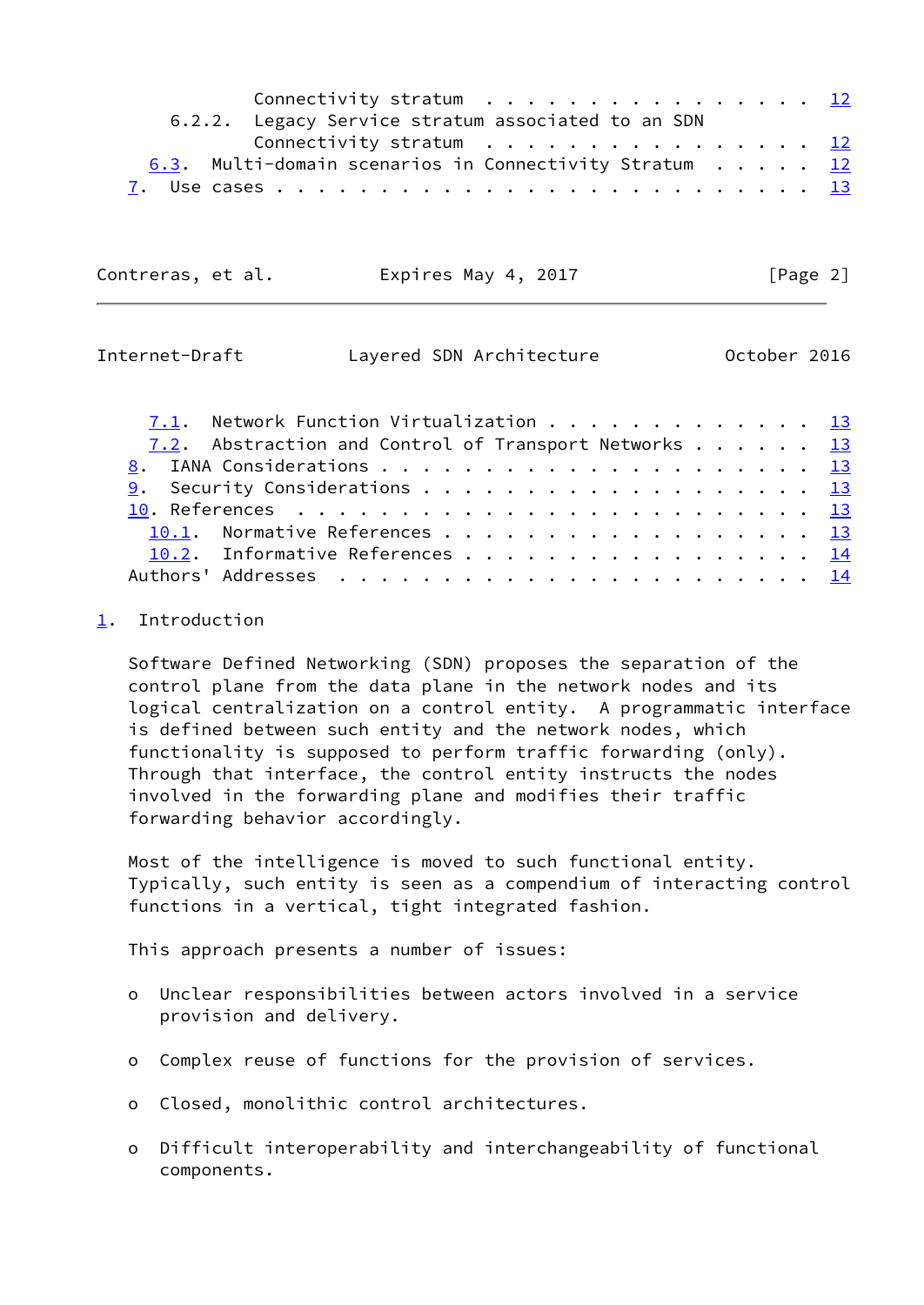Connectivity stratum . . . . . . . . . . . . . . . . 12
6.2.2. Legacy Service stratum associated to an SDN Connectivity stratum . . . . . . . . . . . . . . . . 12
6.3. Multi-domain scenarios in Connectivity Stratum . . . . . 12
7. Use cases . . . . . . . . . . . . . . . . . . . . . . . . . 13
7.1. Network Function Virtualization . . . . . . . . . . . . . 13
7.2. Abstraction and Control of Transport Networks . . . . . . 13
8. IANA Considerations . . . . . . . . . . . . . . . . . . . . 13
9. Security Considerations . . . . . . . . . . . . . . . . . . 13
10. References . . . . . . . . . . . . . . . . . . . . . . . . 13
10.1. Normative References . . . . . . . . . . . . . . . . . . 13
10.2. Informative References . . . . . . . . . . . . . . . . . 14
Authors' Addresses . . . . . . . . . . . . . . . . . . . . . . . 14

# 1. Introduction

Software Defined Networking (SDN) proposes the separation of the control plane from the data plane in the network nodes and its logical centralization on a control entity. A programmatic interface is defined between such entity and the network nodes, which functionality is supposed to perform traffic forwarding (only). Through that interface, the control entity instructs the nodes involved in the forwarding plane and modifies their traffic forwarding behavior accordingly.

Most of the intelligence is moved to such functional entity. Typically, such entity is seen as a compendium of interacting control functions in a vertical, tight integrated fashion.

This approach presents a number of issues:

- Unclear responsibilities between actors involved in a service provision and delivery.
- Complex reuse of functions for the provision of services.
- Closed, monolithic control architectures.
- Difficult interoperability and interchangeability of functional components.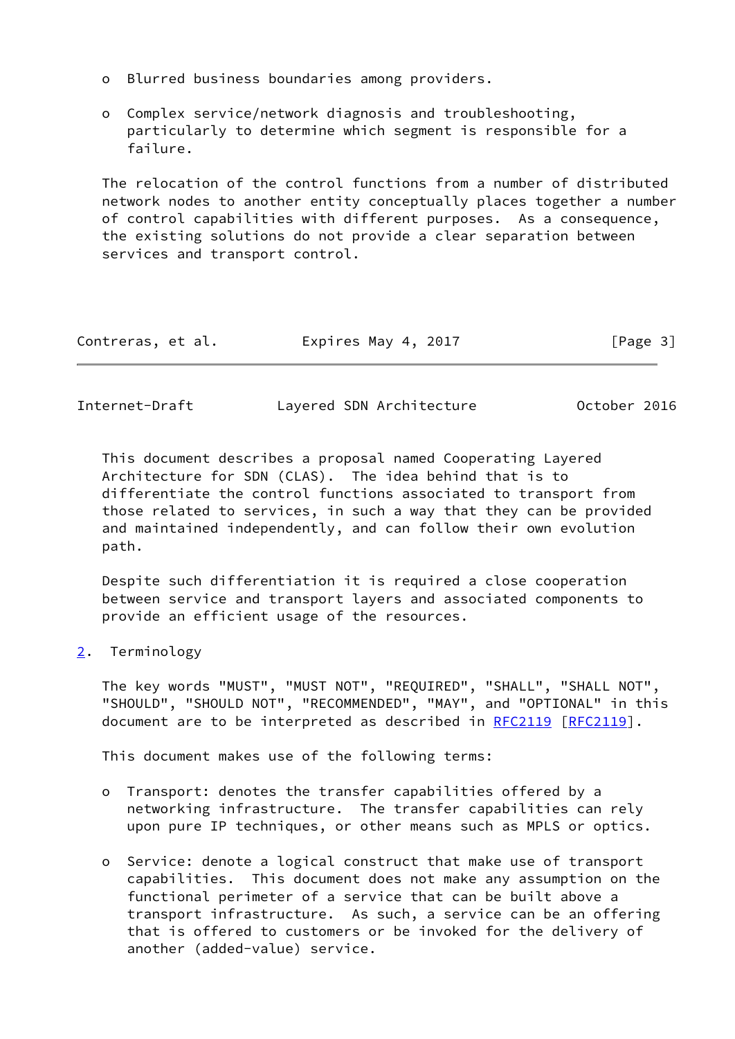- Blurred business boundaries among providers.

- Complex service/network diagnosis and troubleshooting, particularly to determine which segment is responsible for a failure.

The relocation of the control functions from a number of distributed network nodes to another entity conceptually places together a number of control capabilities with different purposes. As a consequence, the existing solutions do not provide a clear separation between services and transport control.

This document describes a proposal named Cooperating Layered Architecture for SDN (CLAS). The idea behind that is to differentiate the control functions associated to transport from those related to services, in such a way that they can be provided and maintained independently, and can follow their own evolution path.

Despite such differentiation it is required a close cooperation between service and transport layers and associated components to provide an efficient usage of the resources.

## 2. Terminology

The key words "MUST", "MUST NOT", "REQUIRED", "SHALL", "SHALL NOT", "SHOULD", "SHOULD NOT", "RECOMMENDED", "MAY", and "OPTIONAL" in this document are to be interpreted as described in RFC2119 [RFC2119].

This document makes use of the following terms:

- Transport: denotes the transfer capabilities offered by a networking infrastructure. The transfer capabilities can rely upon pure IP techniques, or other means such as MPLS or optics.

- Service: denote a logical construct that make use of transport capabilities. This document does not make any assumption on the functional perimeter of a service that can be built above a transport infrastructure. As such, a service can be an offering that is offered to customers or be invoked for the delivery of another (added-value) service.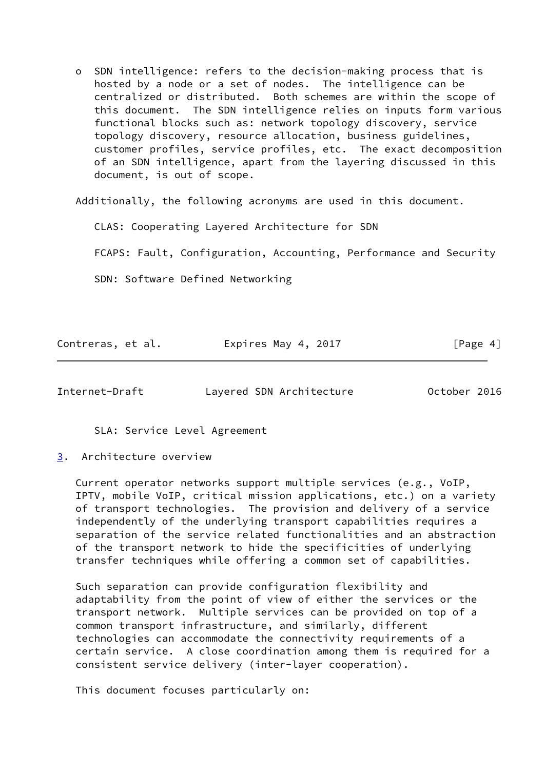- SDN intelligence: refers to the decision-making process that is hosted by a node or a set of nodes. The intelligence can be centralized or distributed. Both schemes are within the scope of this document. The SDN intelligence relies on inputs form various functional blocks such as: network topology discovery, service topology discovery, resource allocation, business guidelines, customer profiles, service profiles, etc. The exact decomposition of an SDN intelligence, apart from the layering discussed in this document, is out of scope.

Additionally, the following acronyms are used in this document.

CLAS: Cooperating Layered Architecture for SDN

FCAPS: Fault, Configuration, Accounting, Performance and Security

SDN: Software Defined Networking

SLA: Service Level Agreement

## 3. Architecture overview

Current operator networks support multiple services (e.g., VoIP, IPTV, mobile VoIP, critical mission applications, etc.) on a variety of transport technologies. The provision and delivery of a service independently of the underlying transport capabilities requires a separation of the service related functionalities and an abstraction of the transport network to hide the specificities of underlying transfer techniques while offering a common set of capabilities.

Such separation can provide configuration flexibility and adaptability from the point of view of either the services or the transport network. Multiple services can be provided on top of a common transport infrastructure, and similarly, different technologies can accommodate the connectivity requirements of a certain service. A close coordination among them is required for a consistent service delivery (inter-layer cooperation).

This document focuses particularly on: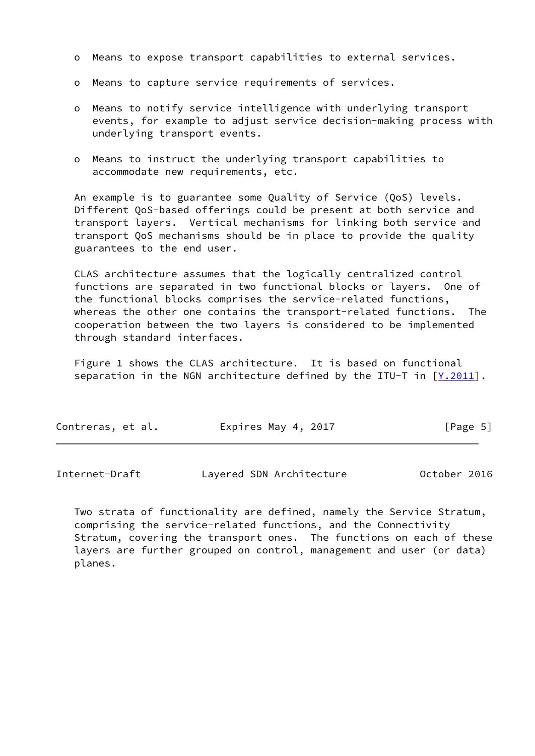- Means to expose transport capabilities to external services.

- Means to capture service requirements of services.

- Means to notify service intelligence with underlying transport events, for example to adjust service decision-making process with underlying transport events.

- Means to instruct the underlying transport capabilities to accommodate new requirements, etc.

An example is to guarantee some Quality of Service (QoS) levels. Different QoS-based offerings could be present at both service and transport layers. Vertical mechanisms for linking both service and transport QoS mechanisms should be in place to provide the quality guarantees to the end user.

CLAS architecture assumes that the logically centralized control functions are separated in two functional blocks or layers. One of the functional blocks comprises the service-related functions, whereas the other one contains the transport-related functions. The cooperation between the two layers is considered to be implemented through standard interfaces.

Figure 1 shows the CLAS architecture. It is based on functional separation in the NGN architecture defined by the ITU-T in [Y.2011].

Two strata of functionality are defined, namely the Service Stratum, comprising the service-related functions, and the Connectivity Stratum, covering the transport ones. The functions on each of these layers are further grouped on control, management and user (or data) planes.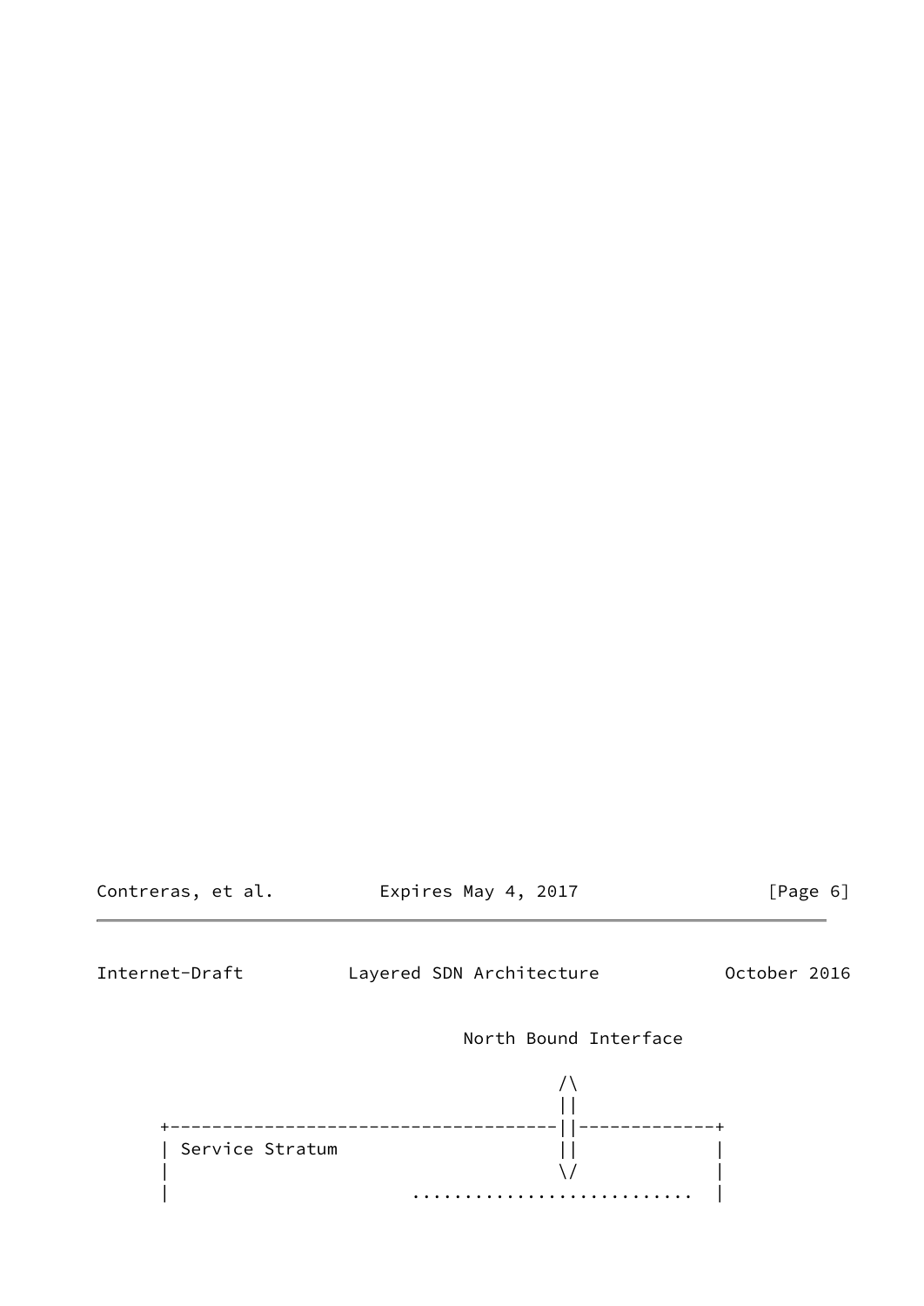```
                         North Bound Interface

                                  /\
                                  ||
   +------------------------------||------------+
   | Service Stratum              ||            |
   |                              \/            |
   |                     ...........................  |
```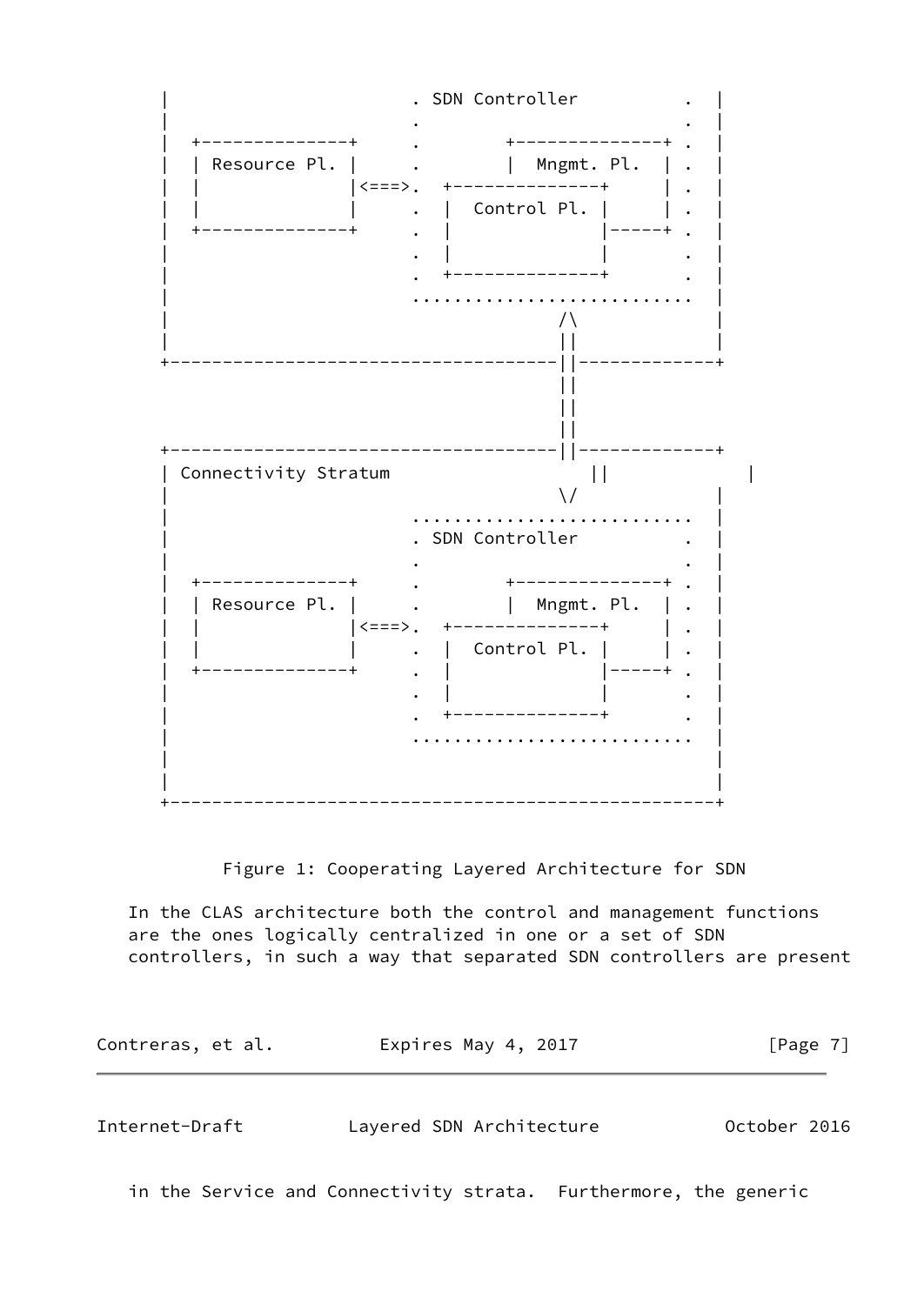```
|                       . SDN Controller         .  |
|                       .                        .  |
|  +--------------+     .        +--------------+ .  |
|  | Resource Pl. |     .        |  Mngmt. Pl.  | .  |
|  |              |<===>.  +--------------+     | .  |
|  |              |     .  |  Control Pl. |     | .  |
|  +--------------+     .  |              |-----+ .  |
|                       .  |              |       .  |
|                       .  +--------------+       .  |
|                       ..........................   |
|                                  /\               |
|                                  ||               |
+---------------------------------||-------------+
                                  ||
                                  ||
                                  ||
+---------------------------------||-------------+
| Connectivity Stratum              ||             |
|                                  \/               |
|                       ..........................   |
|                       . SDN Controller         .  |
|                       .                        .  |
|  +--------------+     .        +--------------+ .  |
|  | Resource Pl. |     .        |  Mngmt. Pl.  | .  |
|  |              |<===>.  +--------------+     | .  |
|  |              |     .  |  Control Pl. |     | .  |
|  +--------------+     .  |              |-----+ .  |
|                       .  |              |       .  |
|                       .  +--------------+       .  |
|                       ..........................   |
|                                                   |
|                                                   |
+-------------------------------------------------+
```

Figure 1: Cooperating Layered Architecture for SDN

In the CLAS architecture both the control and management functions are the ones logically centralized in one or a set of SDN controllers, in such a way that separated SDN controllers are present in the Service and Connectivity strata. Furthermore, the generic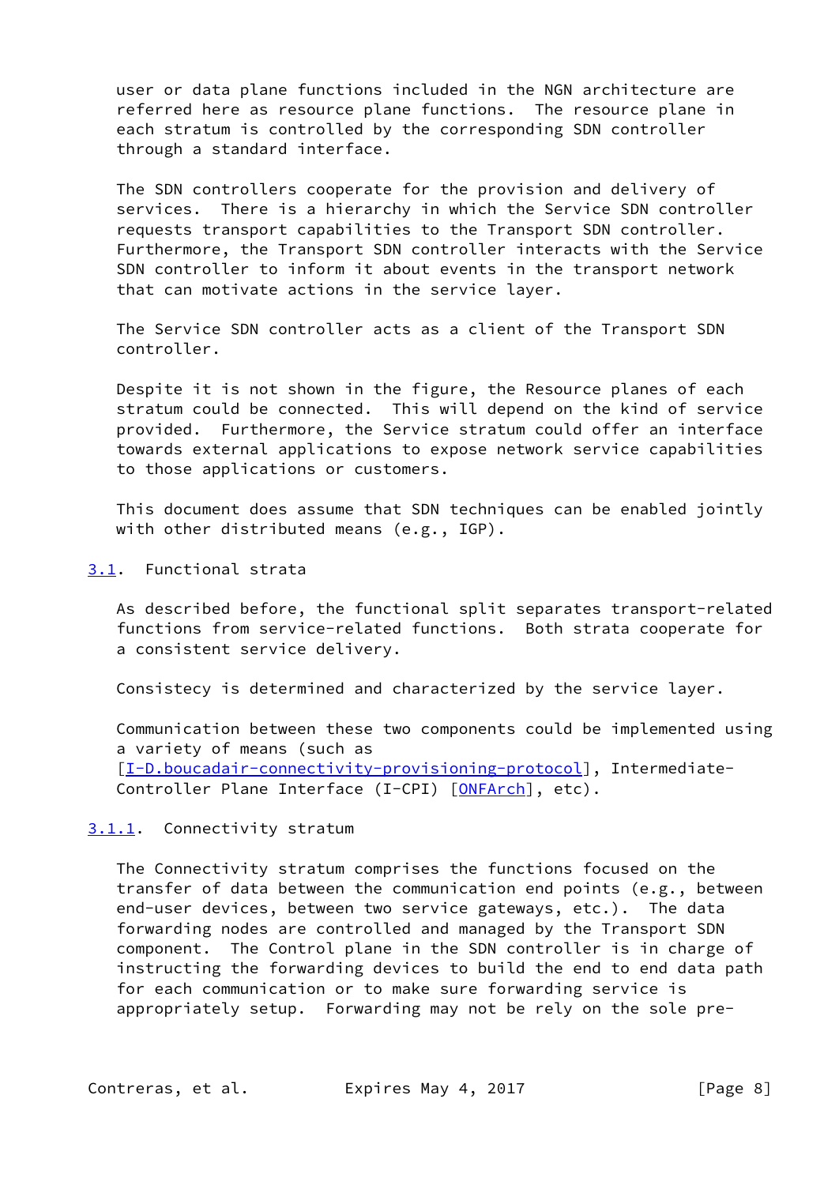user or data plane functions included in the NGN architecture are referred here as resource plane functions. The resource plane in each stratum is controlled by the corresponding SDN controller through a standard interface.

The SDN controllers cooperate for the provision and delivery of services. There is a hierarchy in which the Service SDN controller requests transport capabilities to the Transport SDN controller. Furthermore, the Transport SDN controller interacts with the Service SDN controller to inform it about events in the transport network that can motivate actions in the service layer.

The Service SDN controller acts as a client of the Transport SDN controller.

Despite it is not shown in the figure, the Resource planes of each stratum could be connected. This will depend on the kind of service provided. Furthermore, the Service stratum could offer an interface towards external applications to expose network service capabilities to those applications or customers.

This document does assume that SDN techniques can be enabled jointly with other distributed means (e.g., IGP).

## 3.1. Functional strata

As described before, the functional split separates transport-related functions from service-related functions. Both strata cooperate for a consistent service delivery.

Consistecy is determined and characterized by the service layer.

Communication between these two components could be implemented using a variety of means (such as [I-D.boucadair-connectivity-provisioning-protocol], Intermediate-Controller Plane Interface (I-CPI) [ONFArch], etc).

### 3.1.1. Connectivity stratum

The Connectivity stratum comprises the functions focused on the transfer of data between the communication end points (e.g., between end-user devices, between two service gateways, etc.). The data forwarding nodes are controlled and managed by the Transport SDN component. The Control plane in the SDN controller is in charge of instructing the forwarding devices to build the end to end data path for each communication or to make sure forwarding service is appropriately setup. Forwarding may not be rely on the sole pre-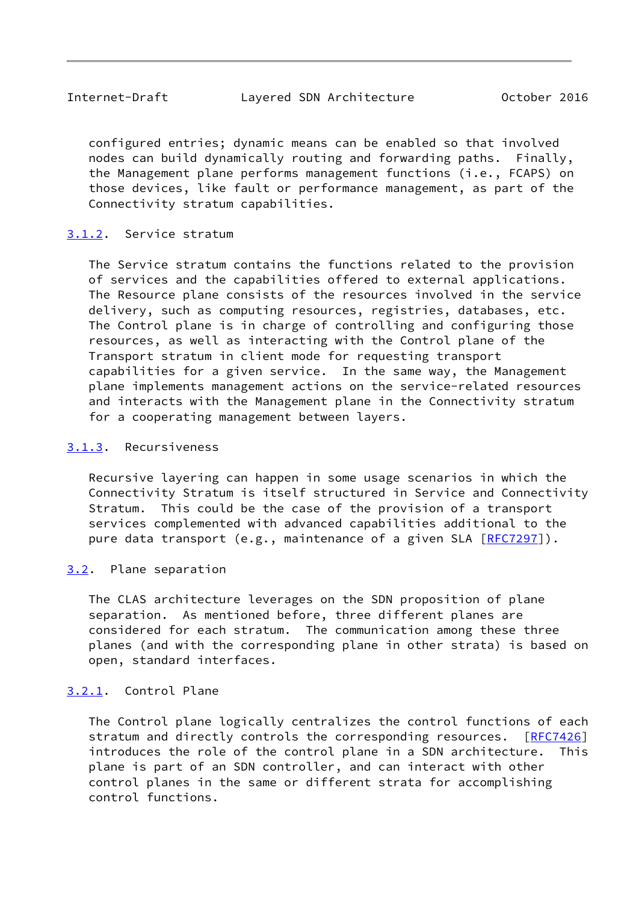configured entries; dynamic means can be enabled so that involved nodes can build dynamically routing and forwarding paths. Finally, the Management plane performs management functions (i.e., FCAPS) on those devices, like fault or performance management, as part of the Connectivity stratum capabilities.

### 3.1.2. Service stratum

The Service stratum contains the functions related to the provision of services and the capabilities offered to external applications. The Resource plane consists of the resources involved in the service delivery, such as computing resources, registries, databases, etc. The Control plane is in charge of controlling and configuring those resources, as well as interacting with the Control plane of the Transport stratum in client mode for requesting transport capabilities for a given service. In the same way, the Management plane implements management actions on the service-related resources and interacts with the Management plane in the Connectivity stratum for a cooperating management between layers.

### 3.1.3. Recursiveness

Recursive layering can happen in some usage scenarios in which the Connectivity Stratum is itself structured in Service and Connectivity Stratum. This could be the case of the provision of a transport services complemented with advanced capabilities additional to the pure data transport (e.g., maintenance of a given SLA [RFC7297]).

## 3.2. Plane separation

The CLAS architecture leverages on the SDN proposition of plane separation. As mentioned before, three different planes are considered for each stratum. The communication among these three planes (and with the corresponding plane in other strata) is based on open, standard interfaces.

### 3.2.1. Control Plane

The Control plane logically centralizes the control functions of each stratum and directly controls the corresponding resources. [RFC7426] introduces the role of the control plane in a SDN architecture. This plane is part of an SDN controller, and can interact with other control planes in the same or different strata for accomplishing control functions.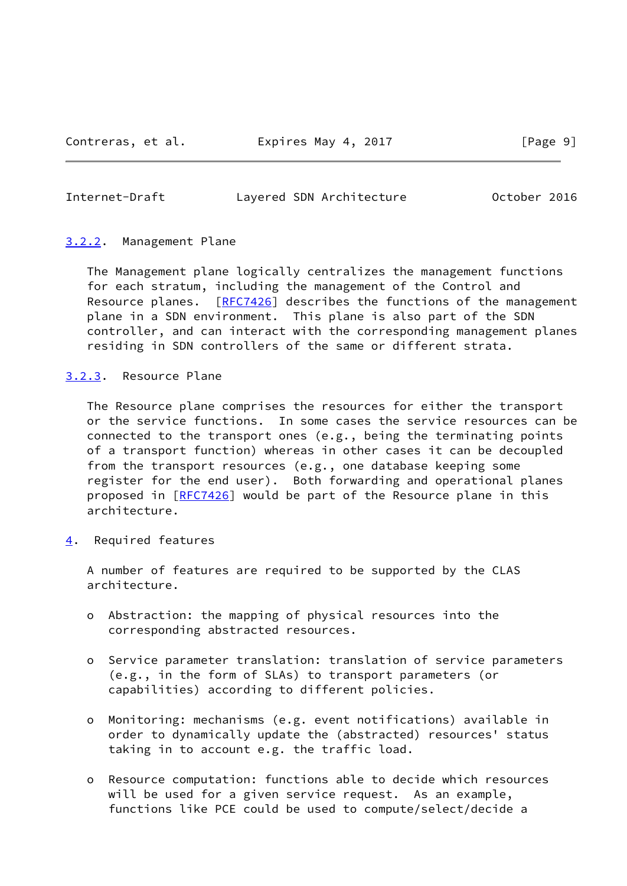### 3.2.2. Management Plane

The Management plane logically centralizes the management functions for each stratum, including the management of the Control and Resource planes. [RFC7426] describes the functions of the management plane in a SDN environment. This plane is also part of the SDN controller, and can interact with the corresponding management planes residing in SDN controllers of the same or different strata.

### 3.2.3. Resource Plane

The Resource plane comprises the resources for either the transport or the service functions. In some cases the service resources can be connected to the transport ones (e.g., being the terminating points of a transport function) whereas in other cases it can be decoupled from the transport resources (e.g., one database keeping some register for the end user). Both forwarding and operational planes proposed in [RFC7426] would be part of the Resource plane in this architecture.

## 4. Required features

A number of features are required to be supported by the CLAS architecture.

- Abstraction: the mapping of physical resources into the corresponding abstracted resources.

- Service parameter translation: translation of service parameters (e.g., in the form of SLAs) to transport parameters (or capabilities) according to different policies.

- Monitoring: mechanisms (e.g. event notifications) available in order to dynamically update the (abstracted) resources' status taking in to account e.g. the traffic load.

- Resource computation: functions able to decide which resources will be used for a given service request. As an example, functions like PCE could be used to compute/select/decide a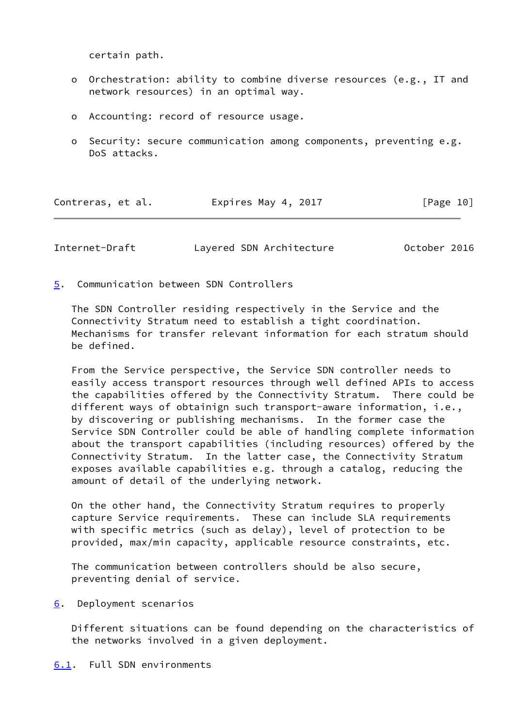certain path.

- Orchestration: ability to combine diverse resources (e.g., IT and network resources) in an optimal way.

- Accounting: record of resource usage.

- Security: secure communication among components, preventing e.g. DoS attacks.

## 5. Communication between SDN Controllers

The SDN Controller residing respectively in the Service and the Connectivity Stratum need to establish a tight coordination. Mechanisms for transfer relevant information for each stratum should be defined.

From the Service perspective, the Service SDN controller needs to easily access transport resources through well defined APIs to access the capabilities offered by the Connectivity Stratum. There could be different ways of obtainign such transport-aware information, i.e., by discovering or publishing mechanisms. In the former case the Service SDN Controller could be able of handling complete information about the transport capabilities (including resources) offered by the Connectivity Stratum. In the latter case, the Connectivity Stratum exposes available capabilities e.g. through a catalog, reducing the amount of detail of the underlying network.

On the other hand, the Connectivity Stratum requires to properly capture Service requirements. These can include SLA requirements with specific metrics (such as delay), level of protection to be provided, max/min capacity, applicable resource constraints, etc.

The communication between controllers should be also secure, preventing denial of service.

## 6. Deployment scenarios

Different situations can be found depending on the characteristics of the networks involved in a given deployment.

### 6.1. Full SDN environments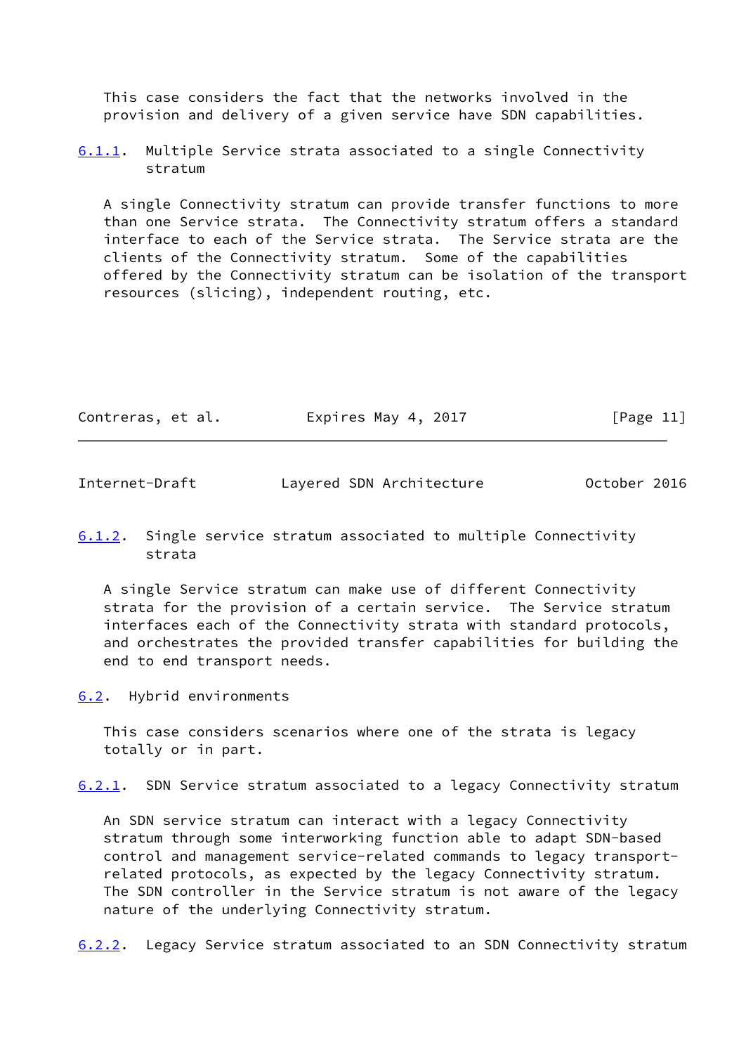This case considers the fact that the networks involved in the provision and delivery of a given service have SDN capabilities.

#### 6.1.1. Multiple Service strata associated to a single Connectivity stratum

A single Connectivity stratum can provide transfer functions to more than one Service strata. The Connectivity stratum offers a standard interface to each of the Service strata. The Service strata are the clients of the Connectivity stratum. Some of the capabilities offered by the Connectivity stratum can be isolation of the transport resources (slicing), independent routing, etc.

#### 6.1.2. Single service stratum associated to multiple Connectivity strata

A single Service stratum can make use of different Connectivity strata for the provision of a certain service. The Service stratum interfaces each of the Connectivity strata with standard protocols, and orchestrates the provided transfer capabilities for building the end to end transport needs.

### 6.2. Hybrid environments

This case considers scenarios where one of the strata is legacy totally or in part.

#### 6.2.1. SDN Service stratum associated to a legacy Connectivity stratum

An SDN service stratum can interact with a legacy Connectivity stratum through some interworking function able to adapt SDN-based control and management service-related commands to legacy transport-related protocols, as expected by the legacy Connectivity stratum. The SDN controller in the Service stratum is not aware of the legacy nature of the underlying Connectivity stratum.

#### 6.2.2. Legacy Service stratum associated to an SDN Connectivity stratum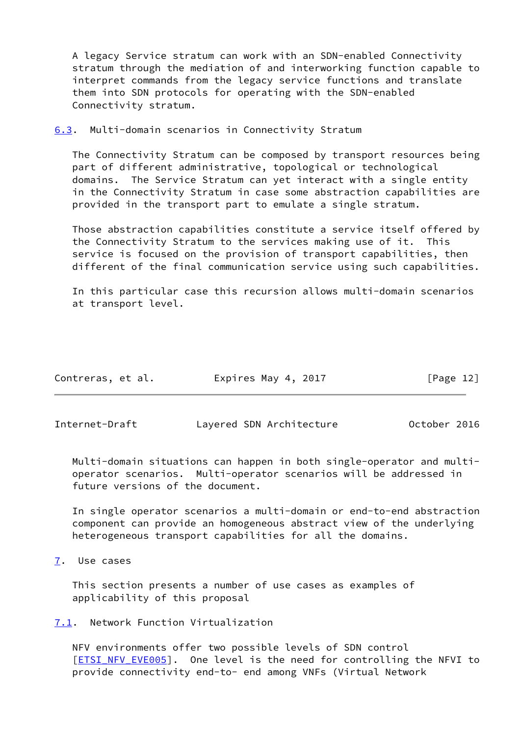A legacy Service stratum can work with an SDN-enabled Connectivity stratum through the mediation of and interworking function capable to interpret commands from the legacy service functions and translate them into SDN protocols for operating with the SDN-enabled Connectivity stratum.

### 6.3. Multi-domain scenarios in Connectivity Stratum

The Connectivity Stratum can be composed by transport resources being part of different administrative, topological or technological domains. The Service Stratum can yet interact with a single entity in the Connectivity Stratum in case some abstraction capabilities are provided in the transport part to emulate a single stratum.

Those abstraction capabilities constitute a service itself offered by the Connectivity Stratum to the services making use of it. This service is focused on the provision of transport capabilities, then different of the final communication service using such capabilities.

In this particular case this recursion allows multi-domain scenarios at transport level.

Multi-domain situations can happen in both single-operator and multi-operator scenarios. Multi-operator scenarios will be addressed in future versions of the document.

In single operator scenarios a multi-domain or end-to-end abstraction component can provide an homogeneous abstract view of the underlying heterogeneous transport capabilities for all the domains.

## 7. Use cases

This section presents a number of use cases as examples of applicability of this proposal

### 7.1. Network Function Virtualization

NFV environments offer two possible levels of SDN control [ETSI_NFV_EVE005]. One level is the need for controlling the NFVI to provide connectivity end-to- end among VNFs (Virtual Network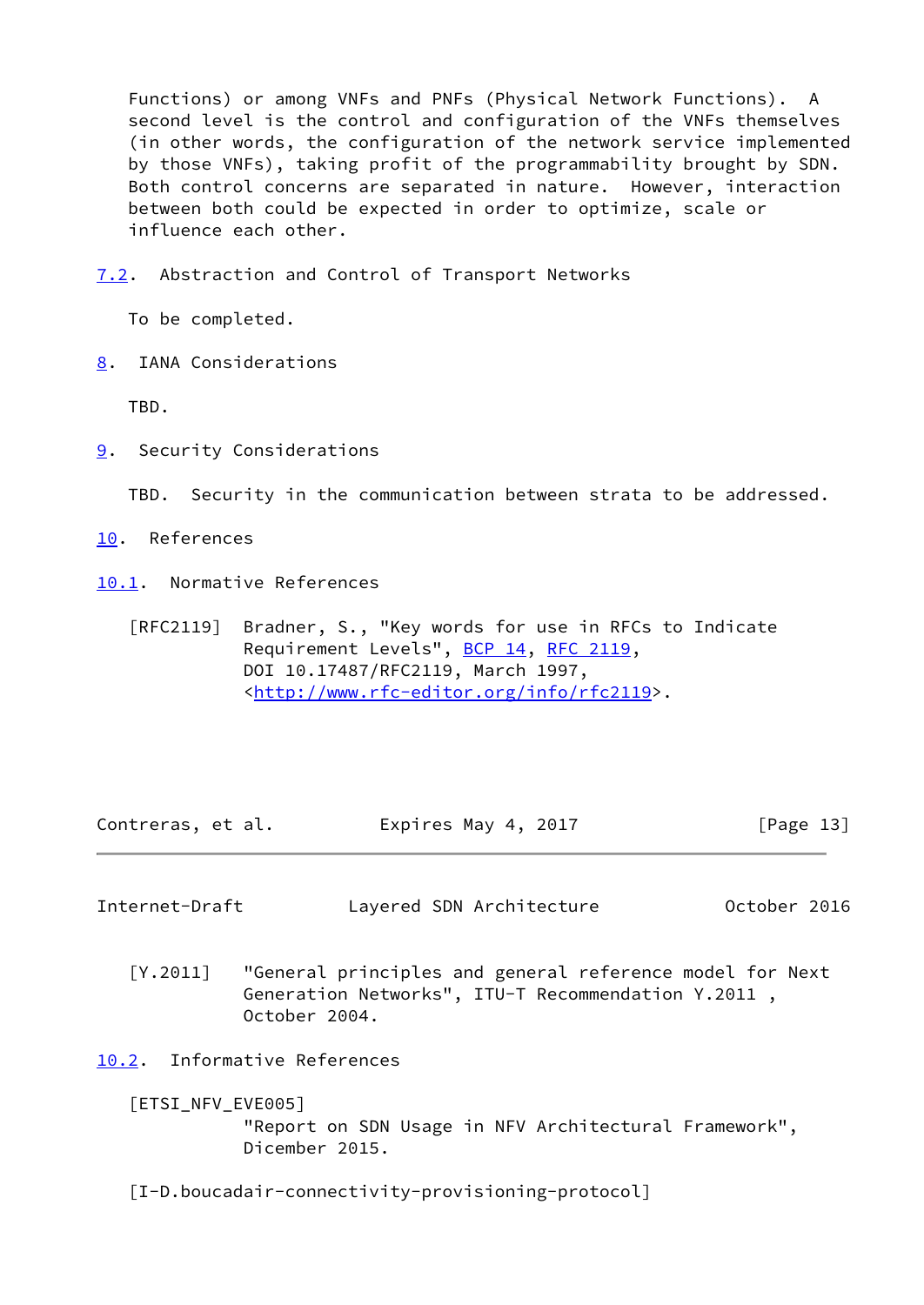Functions) or among VNFs and PNFs (Physical Network Functions). A second level is the control and configuration of the VNFs themselves (in other words, the configuration of the network service implemented by those VNFs), taking profit of the programmability brought by SDN. Both control concerns are separated in nature. However, interaction between both could be expected in order to optimize, scale or influence each other.

### 7.2. Abstraction and Control of Transport Networks

To be completed.

## 8. IANA Considerations

TBD.

## 9. Security Considerations

TBD. Security in the communication between strata to be addressed.

## 10. References

### 10.1. Normative References

[RFC2119] Bradner, S., "Key words for use in RFCs to Indicate Requirement Levels", BCP 14, RFC 2119, DOI 10.17487/RFC2119, March 1997, <http://www.rfc-editor.org/info/rfc2119>.

[Y.2011] "General principles and general reference model for Next Generation Networks", ITU-T Recommendation Y.2011 , October 2004.

### 10.2. Informative References

[ETSI_NFV_EVE005] "Report on SDN Usage in NFV Architectural Framework", Dicember 2015.

[I-D.boucadair-connectivity-provisioning-protocol]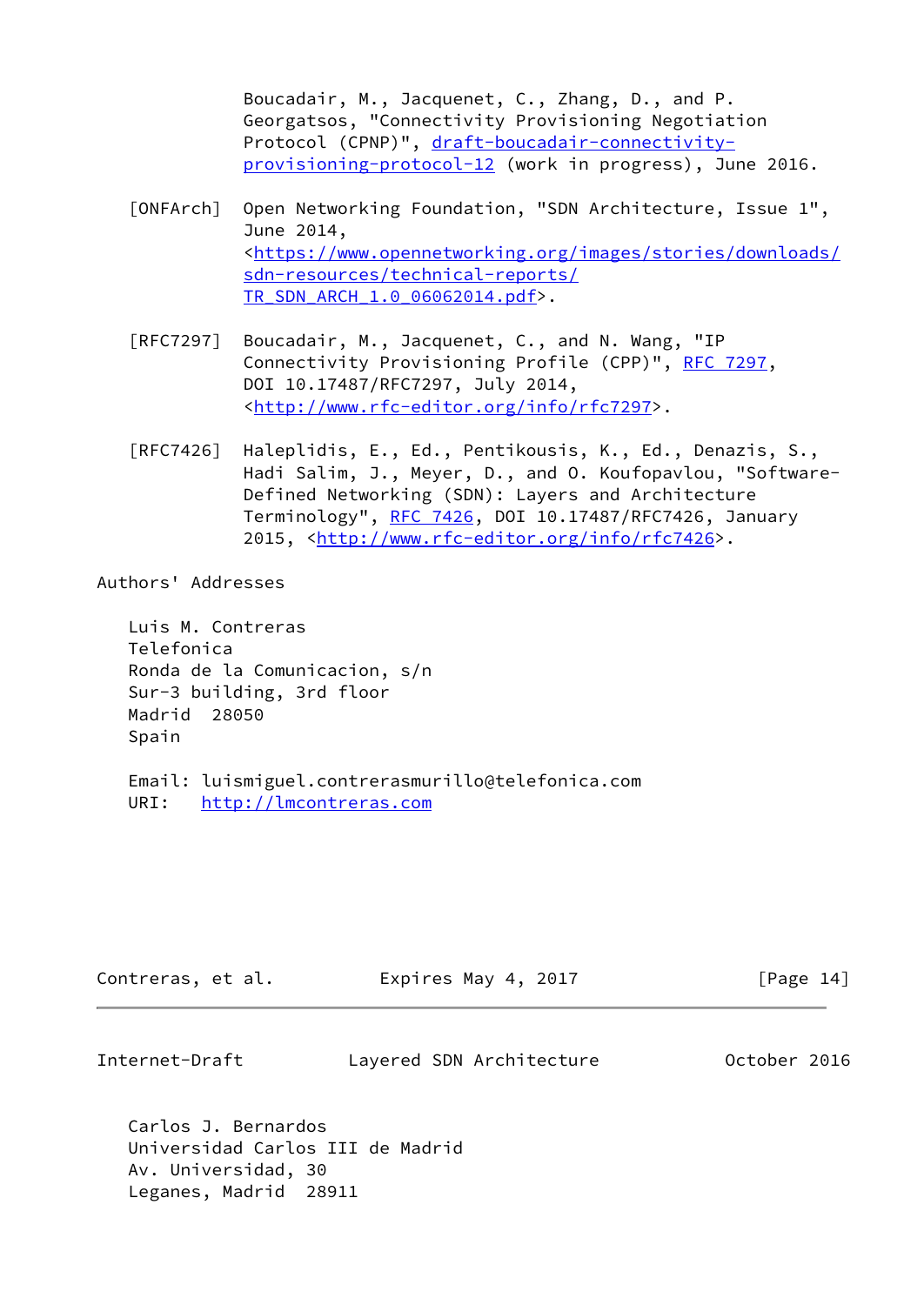Boucadair, M., Jacquenet, C., Zhang, D., and P. Georgatsos, "Connectivity Provisioning Negotiation Protocol (CPNP)", draft-boucadair-connectivity-provisioning-protocol-12 (work in progress), June 2016.

[ONFArch] Open Networking Foundation, "SDN Architecture, Issue 1", June 2014, <https://www.opennetworking.org/images/stories/downloads/sdn-resources/technical-reports/TR_SDN_ARCH_1.0_06062014.pdf>.

[RFC7297] Boucadair, M., Jacquenet, C., and N. Wang, "IP Connectivity Provisioning Profile (CPP)", RFC 7297, DOI 10.17487/RFC7297, July 2014, <http://www.rfc-editor.org/info/rfc7297>.

[RFC7426] Haleplidis, E., Ed., Pentikousis, K., Ed., Denazis, S., Hadi Salim, J., Meyer, D., and O. Koufopavlou, "Software-Defined Networking (SDN): Layers and Architecture Terminology", RFC 7426, DOI 10.17487/RFC7426, January 2015, <http://www.rfc-editor.org/info/rfc7426>.

## Authors' Addresses

Luis M. Contreras
Telefonica
Ronda de la Comunicacion, s/n
Sur-3 building, 3rd floor
Madrid 28050
Spain

Email: luismiguel.contrerasmurillo@telefonica.com
URI: http://lmcontreras.com

Carlos J. Bernardos
Universidad Carlos III de Madrid
Av. Universidad, 30
Leganes, Madrid 28911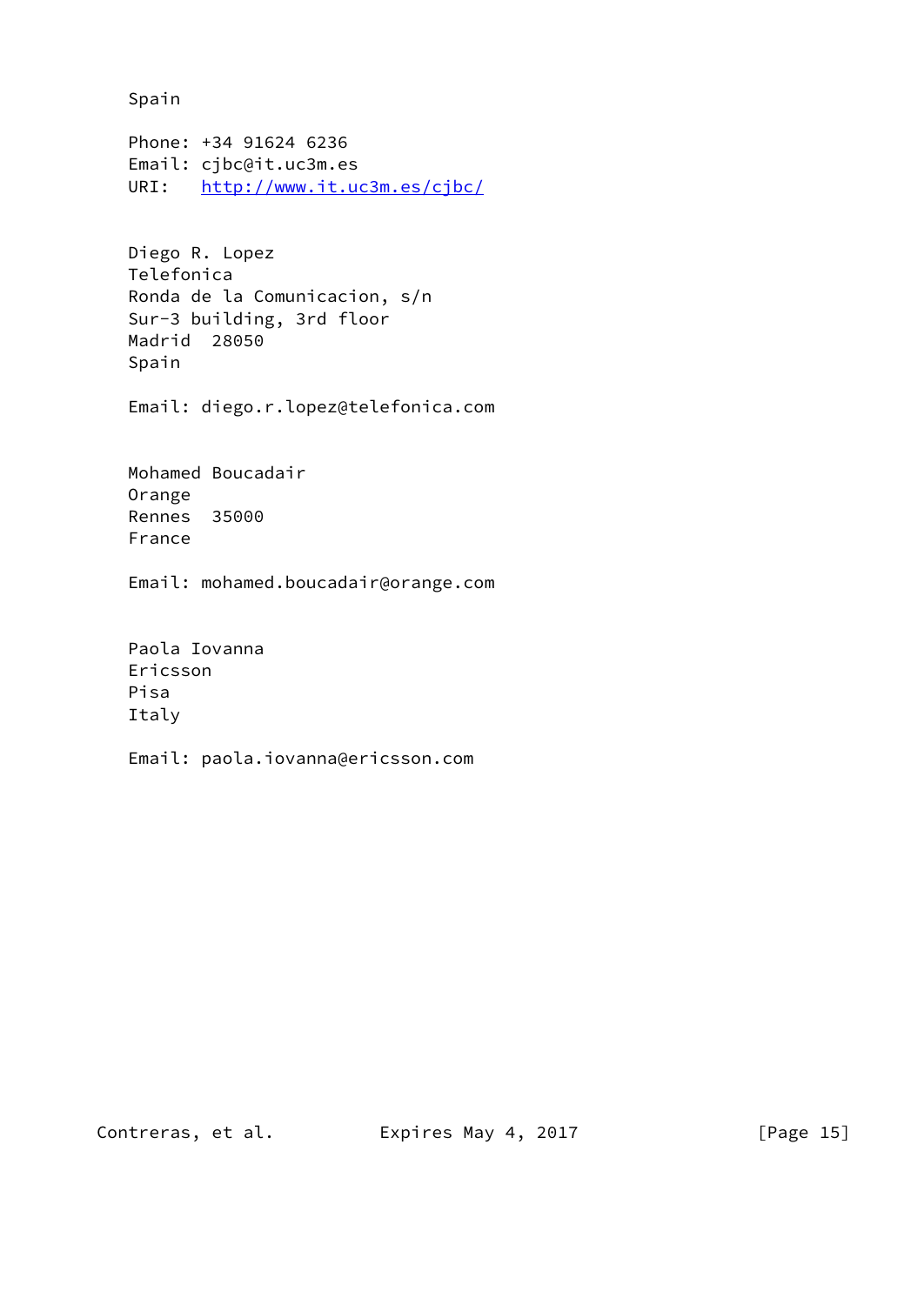Spain

Phone: +34 91624 6236
Email: cjbc@it.uc3m.es
URI: http://www.it.uc3m.es/cjbc/

Diego R. Lopez
Telefonica
Ronda de la Comunicacion, s/n
Sur-3 building, 3rd floor
Madrid 28050
Spain

Email: diego.r.lopez@telefonica.com

Mohamed Boucadair
Orange
Rennes 35000
France

Email: mohamed.boucadair@orange.com

Paola Iovanna
Ericsson
Pisa
Italy

Email: paola.iovanna@ericsson.com